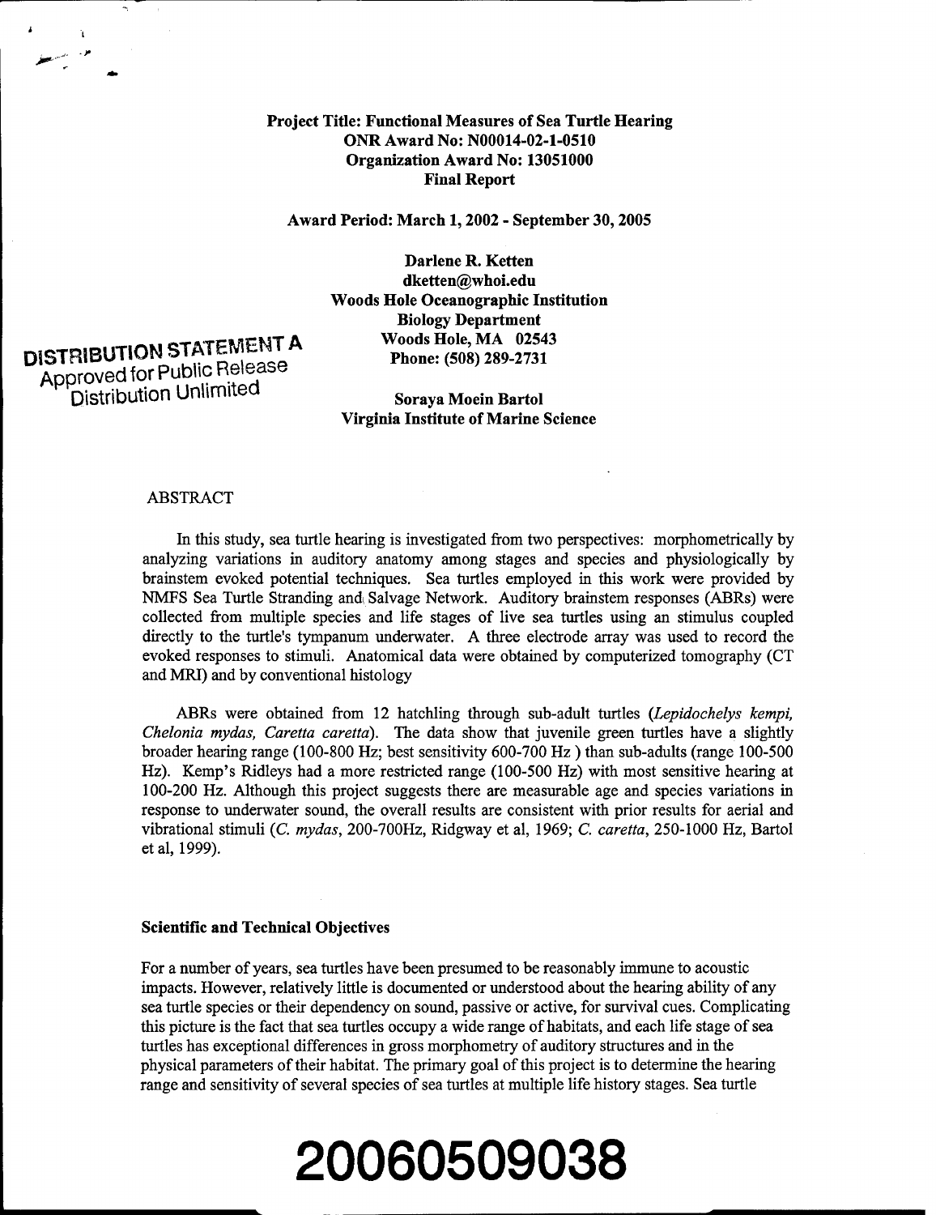**Project Title: Functional Measures of Sea Turtle Hearing**
**ONR Award No: N00014-02-1-0510**
**Organization Award No: 13051000**
**Final Report**

**Award Period: March 1, 2002 - September 30, 2005**

**Darlene R. Ketten**
**dketten@whoi.edu**
**Woods Hole Oceanographic Institution**
**Biology Department**
**Woods Hole, MA 02543**
**Phone: (508) 289-2731**

DISTRIBUTION STATEMENT A
Approved for Public Release
Distribution Unlimited

**Soraya Moein Bartol**
**Virginia Institute of Marine Science**

ABSTRACT

In this study, sea turtle hearing is investigated from two perspectives: morphometrically by analyzing variations in auditory anatomy among stages and species and physiologically by brainstem evoked potential techniques. Sea turtles employed in this work were provided by NMFS Sea Turtle Stranding and Salvage Network. Auditory brainstem responses (ABRs) were collected from multiple species and life stages of live sea turtles using an stimulus coupled directly to the turtle's tympanum underwater. A three electrode array was used to record the evoked responses to stimuli. Anatomical data were obtained by computerized tomography (CT and MRI) and by conventional histology

ABRs were obtained from 12 hatchling through sub-adult turtles (*Lepidochelys kempi, Chelonia mydas, Caretta caretta*). The data show that juvenile green turtles have a slightly broader hearing range (100-800 Hz; best sensitivity 600-700 Hz ) than sub-adults (range 100-500 Hz). Kemp's Ridleys had a more restricted range (100-500 Hz) with most sensitive hearing at 100-200 Hz. Although this project suggests there are measurable age and species variations in response to underwater sound, the overall results are consistent with prior results for aerial and vibrational stimuli (*C. mydas*, 200-700Hz, Ridgway et al, 1969; *C. caretta*, 250-1000 Hz, Bartol et al, 1999).

**Scientific and Technical Objectives**

For a number of years, sea turtles have been presumed to be reasonably immune to acoustic impacts. However, relatively little is documented or understood about the hearing ability of any sea turtle species or their dependency on sound, passive or active, for survival cues. Complicating this picture is the fact that sea turtles occupy a wide range of habitats, and each life stage of sea turtles has exceptional differences in gross morphometry of auditory structures and in the physical parameters of their habitat. The primary goal of this project is to determine the hearing range and sensitivity of several species of sea turtles at multiple life history stages. Sea turtle

**20060509038**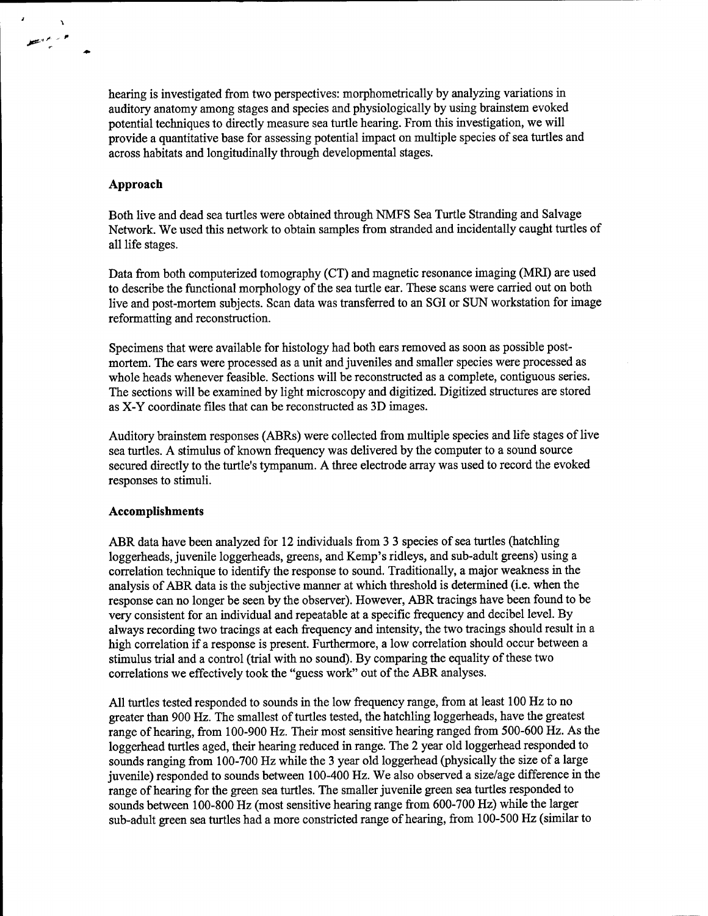hearing is investigated from two perspectives: morphometrically by analyzing variations in auditory anatomy among stages and species and physiologically by using brainstem evoked potential techniques to directly measure sea turtle hearing. From this investigation, we will provide a quantitative base for assessing potential impact on multiple species of sea turtles and across habitats and longitudinally through developmental stages.

## Approach

Both live and dead sea turtles were obtained through NMFS Sea Turtle Stranding and Salvage Network. We used this network to obtain samples from stranded and incidentally caught turtles of all life stages.

Data from both computerized tomography (CT) and magnetic resonance imaging (MRI) are used to describe the functional morphology of the sea turtle ear. These scans were carried out on both live and post-mortem subjects. Scan data was transferred to an SGI or SUN workstation for image reformatting and reconstruction.

Specimens that were available for histology had both ears removed as soon as possible post-mortem. The ears were processed as a unit and juveniles and smaller species were processed as whole heads whenever feasible. Sections will be reconstructed as a complete, contiguous series. The sections will be examined by light microscopy and digitized. Digitized structures are stored as X-Y coordinate files that can be reconstructed as 3D images.

Auditory brainstem responses (ABRs) were collected from multiple species and life stages of live sea turtles. A stimulus of known frequency was delivered by the computer to a sound source secured directly to the turtle's tympanum. A three electrode array was used to record the evoked responses to stimuli.

## Accomplishments

ABR data have been analyzed for 12 individuals from 3 3 species of sea turtles (hatchling loggerheads, juvenile loggerheads, greens, and Kemp's ridleys, and sub-adult greens) using a correlation technique to identify the response to sound. Traditionally, a major weakness in the analysis of ABR data is the subjective manner at which threshold is determined (i.e. when the response can no longer be seen by the observer). However, ABR tracings have been found to be very consistent for an individual and repeatable at a specific frequency and decibel level. By always recording two tracings at each frequency and intensity, the two tracings should result in a high correlation if a response is present. Furthermore, a low correlation should occur between a stimulus trial and a control (trial with no sound). By comparing the equality of these two correlations we effectively took the "guess work" out of the ABR analyses.

All turtles tested responded to sounds in the low frequency range, from at least 100 Hz to no greater than 900 Hz. The smallest of turtles tested, the hatchling loggerheads, have the greatest range of hearing, from 100-900 Hz. Their most sensitive hearing ranged from 500-600 Hz. As the loggerhead turtles aged, their hearing reduced in range. The 2 year old loggerhead responded to sounds ranging from 100-700 Hz while the 3 year old loggerhead (physically the size of a large juvenile) responded to sounds between 100-400 Hz. We also observed a size/age difference in the range of hearing for the green sea turtles. The smaller juvenile green sea turtles responded to sounds between 100-800 Hz (most sensitive hearing range from 600-700 Hz) while the larger sub-adult green sea turtles had a more constricted range of hearing, from 100-500 Hz (similar to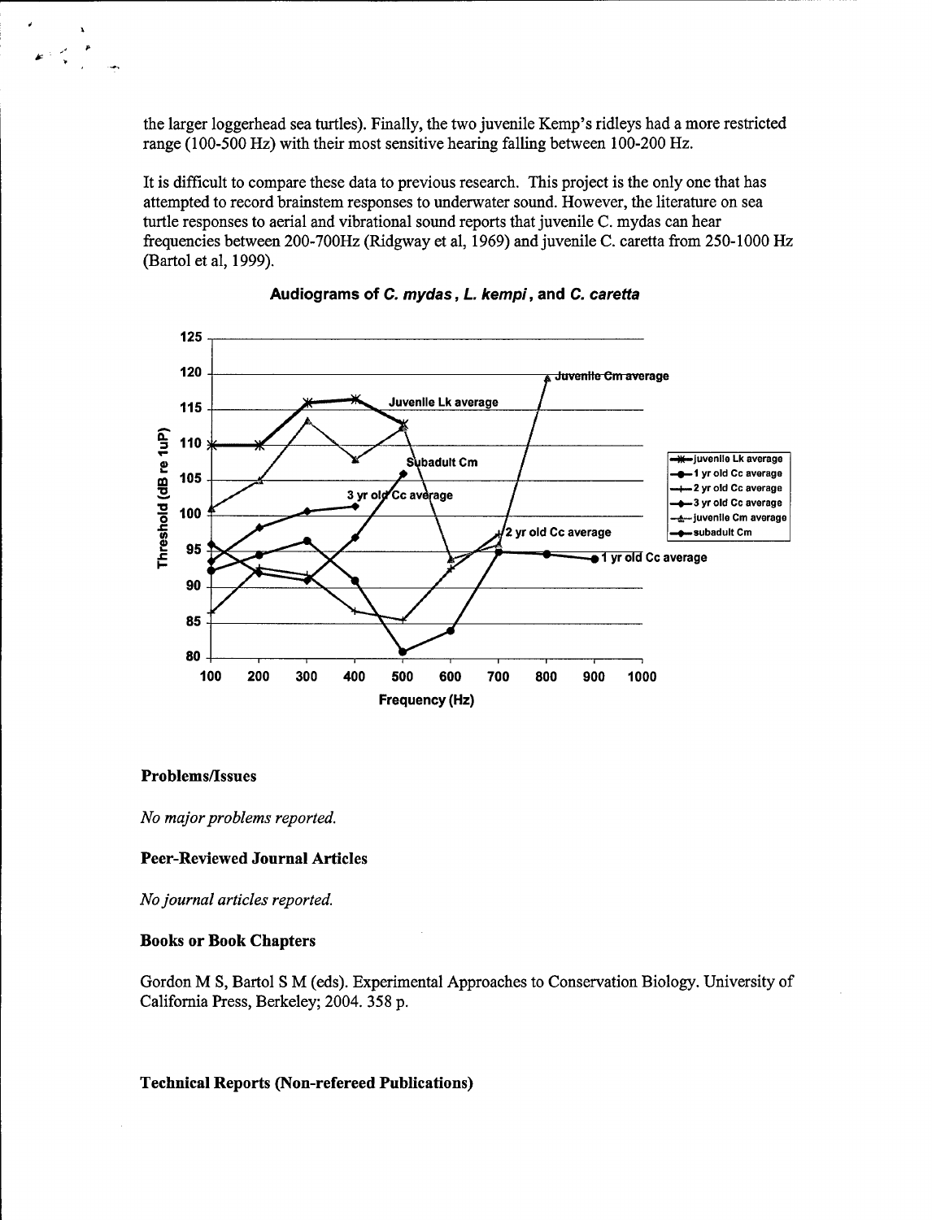the larger loggerhead sea turtles). Finally, the two juvenile Kemp's ridleys had a more restricted range (100-500 Hz) with their most sensitive hearing falling between 100-200 Hz.

It is difficult to compare these data to previous research. This project is the only one that has attempted to record brainstem responses to underwater sound. However, the literature on sea turtle responses to aerial and vibrational sound reports that juvenile C. mydas can hear frequencies between 200-700Hz (Ridgway et al, 1969) and juvenile C. caretta from 250-1000 Hz (Bartol et al, 1999).

**Audiograms of *C. mydas*, *L. kempi*, and *C. caretta***

### Problems/Issues

*No major problems reported.*

### Peer-Reviewed Journal Articles

*No journal articles reported.*

### Books or Book Chapters

Gordon M S, Bartol S M (eds). Experimental Approaches to Conservation Biology. University of California Press, Berkeley; 2004. 358 p.

### Technical Reports (Non-refereed Publications)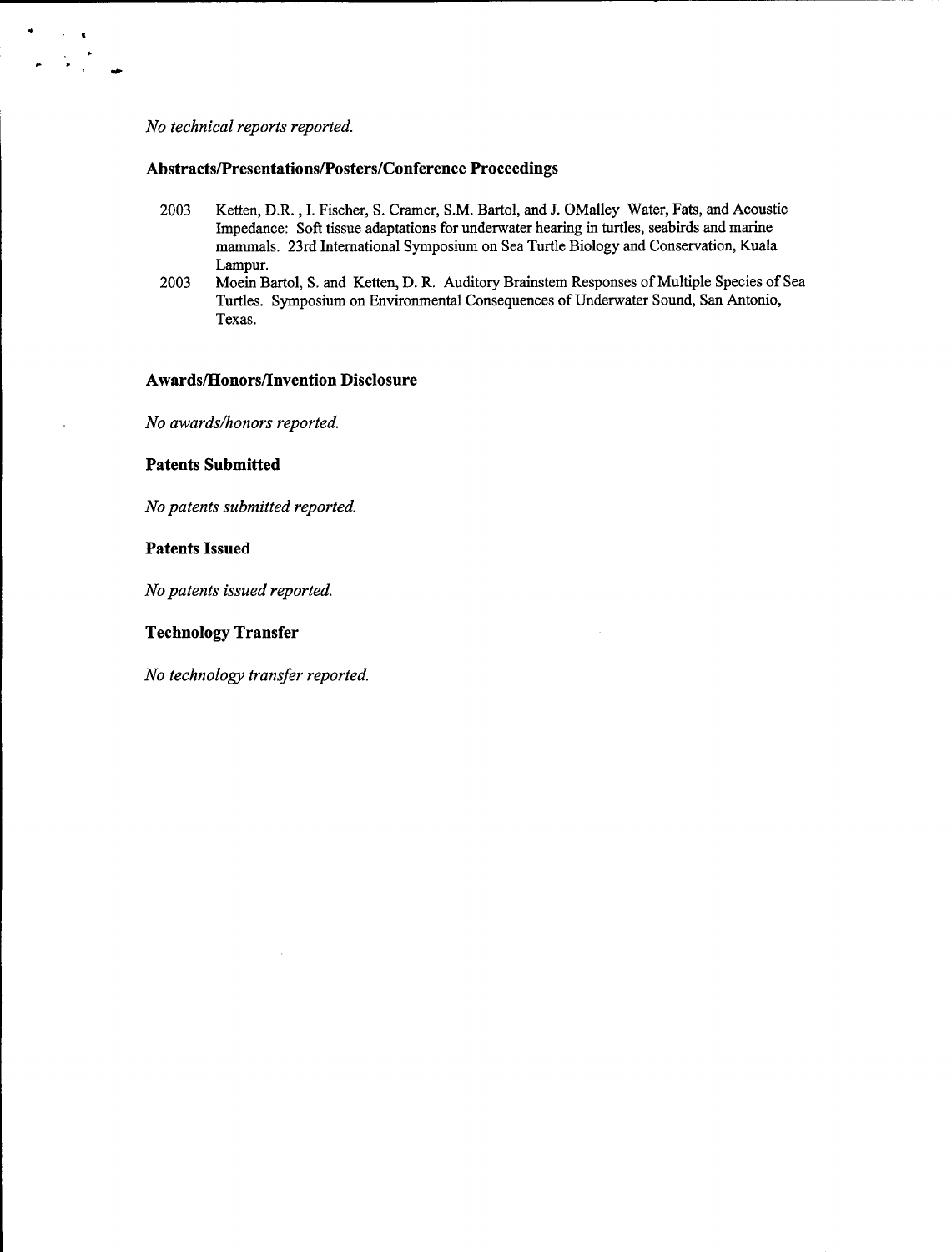*No technical reports reported.*

### Abstracts/Presentations/Posters/Conference Proceedings

2003 Ketten, D.R. , I. Fischer, S. Cramer, S.M. Bartol, and J. OMalley Water, Fats, and Acoustic Impedance: Soft tissue adaptations for underwater hearing in turtles, seabirds and marine mammals. 23rd International Symposium on Sea Turtle Biology and Conservation, Kuala Lampur.

2003 Moein Bartol, S. and Ketten, D. R. Auditory Brainstem Responses of Multiple Species of Sea Turtles. Symposium on Environmental Consequences of Underwater Sound, San Antonio, Texas.

### Awards/Honors/Invention Disclosure

*No awards/honors reported.*

### Patents Submitted

*No patents submitted reported.*

### Patents Issued

*No patents issued reported.*

### Technology Transfer

*No technology transfer reported.*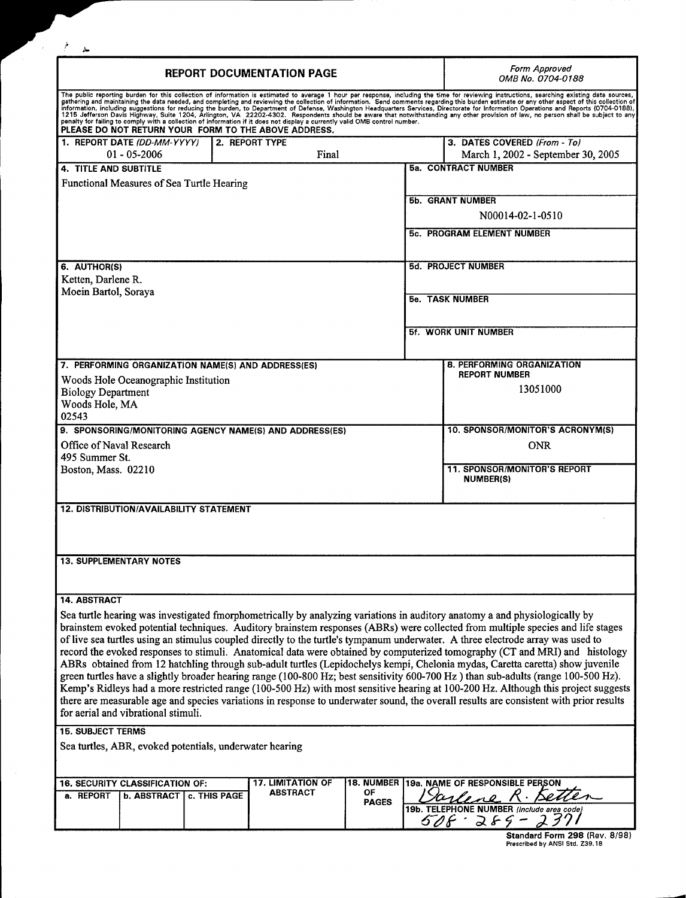# REPORT DOCUMENTATION PAGE

*Form Approved*
*OMB No. 0704-0188*

The public reporting burden for this collection of information is estimated to average 1 hour per response, including the time for reviewing instructions, searching existing data sources, gathering and maintaining the data needed, and completing and reviewing the collection of information. Send comments regarding this burden estimate or any other aspect of this collection of information, including suggestions for reducing the burden, to Department of Defense, Washington Headquarters Services, Directorate for Information Operations and Reports (0704-0188), 1215 Jefferson Davis Highway, Suite 1204, Arlington, VA 22202-4302. Respondents should be aware that notwithstanding any other provision of law, no person shall be subject to any penalty for failing to comply with a collection of information if it does not display a currently valid OMB control number.

**PLEASE DO NOT RETURN YOUR FORM TO THE ABOVE ADDRESS.**

| 1. REPORT DATE *(DD-MM-YYYY)* | 2. REPORT TYPE | 3. DATES COVERED *(From - To)* |
|---|---|---|
| 01 - 05-2006 | Final | March 1, 2002 - September 30, 2005 |

**4. TITLE AND SUBTITLE**
Functional Measures of Sea Turtle Hearing

**5a. CONTRACT NUMBER**

**5b. GRANT NUMBER**
N00014-02-1-0510

**5c. PROGRAM ELEMENT NUMBER**

**6. AUTHOR(S)**
Ketten, Darlene R.
Moein Bartol, Soraya

**5d. PROJECT NUMBER**

**5e. TASK NUMBER**

**5f. WORK UNIT NUMBER**

**7. PERFORMING ORGANIZATION NAME(S) AND ADDRESS(ES)**
Woods Hole Oceanographic Institution
Biology Department
Woods Hole, MA
02543

**8. PERFORMING ORGANIZATION REPORT NUMBER**
13051000

**9. SPONSORING/MONITORING AGENCY NAME(S) AND ADDRESS(ES)**
Office of Naval Research
495 Summer St.
Boston, Mass. 02210

**10. SPONSOR/MONITOR'S ACRONYM(S)**
ONR

**11. SPONSOR/MONITOR'S REPORT NUMBER(S)**

**12. DISTRIBUTION/AVAILABILITY STATEMENT**

**13. SUPPLEMENTARY NOTES**

**14. ABSTRACT**

Sea turtle hearing was investigated fmorphometrically by analyzing variations in auditory anatomy a and physiologically by brainstem evoked potential techniques. Auditory brainstem responses (ABRs) were collected from multiple species and life stages of live sea turtles using an stimulus coupled directly to the turtle's tympanum underwater. A three electrode array was used to record the evoked responses to stimuli. Anatomical data were obtained by computerized tomography (CT and MRI) and histology ABRs obtained from 12 hatchling through sub-adult turtles (Lepidochelys kempi, Chelonia mydas, Caretta caretta) show juvenile green turtles have a slightly broader hearing range (100-800 Hz; best sensitivity 600-700 Hz ) than sub-adults (range 100-500 Hz). Kemp's Ridleys had a more restricted range (100-500 Hz) with most sensitive hearing at 100-200 Hz. Although this project suggests there are measurable age and species variations in response to underwater sound, the overall results are consistent with prior results for aerial and vibrational stimuli.

**15. SUBJECT TERMS**
Sea turtles, ABR, evoked potentials, underwater hearing

| 16. SECURITY CLASSIFICATION OF: | | | 17. LIMITATION OF ABSTRACT | 18. NUMBER OF PAGES | 19a. NAME OF RESPONSIBLE PERSON |
|---|---|---|---|---|---|
| a. REPORT | b. ABSTRACT | c. THIS PAGE | | | Darlene R. Ketten |
| | | | | | 19b. TELEPHONE NUMBER *(Include area code)* 508 · 289 - 2371 |

Standard Form 298 (Rev. 8/98)
Prescribed by ANSI Std. Z39.18